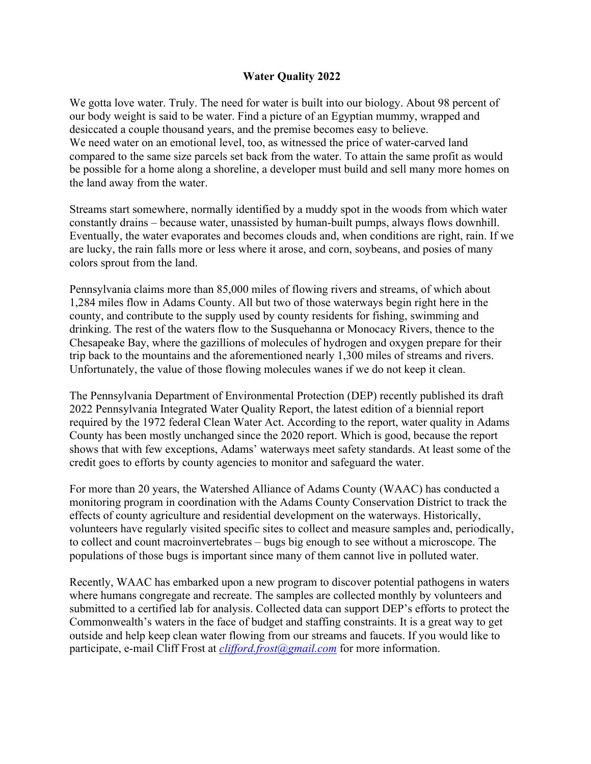# Water Quality 2022

We gotta love water. Truly. The need for water is built into our biology. About 98 percent of our body weight is said to be water. Find a picture of an Egyptian mummy, wrapped and desiccated a couple thousand years, and the premise becomes easy to believe.
We need water on an emotional level, too, as witnessed the price of water-carved land compared to the same size parcels set back from the water. To attain the same profit as would be possible for a home along a shoreline, a developer must build and sell many more homes on the land away from the water.

Streams start somewhere, normally identified by a muddy spot in the woods from which water constantly drains – because water, unassisted by human-built pumps, always flows downhill. Eventually, the water evaporates and becomes clouds and, when conditions are right, rain. If we are lucky, the rain falls more or less where it arose, and corn, soybeans, and posies of many colors sprout from the land.

Pennsylvania claims more than 85,000 miles of flowing rivers and streams, of which about 1,284 miles flow in Adams County. All but two of those waterways begin right here in the county, and contribute to the supply used by county residents for fishing, swimming and drinking. The rest of the waters flow to the Susquehanna or Monocacy Rivers, thence to the Chesapeake Bay, where the gazillions of molecules of hydrogen and oxygen prepare for their trip back to the mountains and the aforementioned nearly 1,300 miles of streams and rivers. Unfortunately, the value of those flowing molecules wanes if we do not keep it clean.

The Pennsylvania Department of Environmental Protection (DEP) recently published its draft 2022 Pennsylvania Integrated Water Quality Report, the latest edition of a biennial report required by the 1972 federal Clean Water Act. According to the report, water quality in Adams County has been mostly unchanged since the 2020 report. Which is good, because the report shows that with few exceptions, Adams' waterways meet safety standards. At least some of the credit goes to efforts by county agencies to monitor and safeguard the water.

For more than 20 years, the Watershed Alliance of Adams County (WAAC) has conducted a monitoring program in coordination with the Adams County Conservation District to track the effects of county agriculture and residential development on the waterways. Historically, volunteers have regularly visited specific sites to collect and measure samples and, periodically, to collect and count macroinvertebrates – bugs big enough to see without a microscope. The populations of those bugs is important since many of them cannot live in polluted water.

Recently, WAAC has embarked upon a new program to discover potential pathogens in waters where humans congregate and recreate. The samples are collected monthly by volunteers and submitted to a certified lab for analysis. Collected data can support DEP's efforts to protect the Commonwealth's waters in the face of budget and staffing constraints. It is a great way to get outside and help keep clean water flowing from our streams and faucets. If you would like to participate, e-mail Cliff Frost at *clifford.frost@gmail.com* for more information.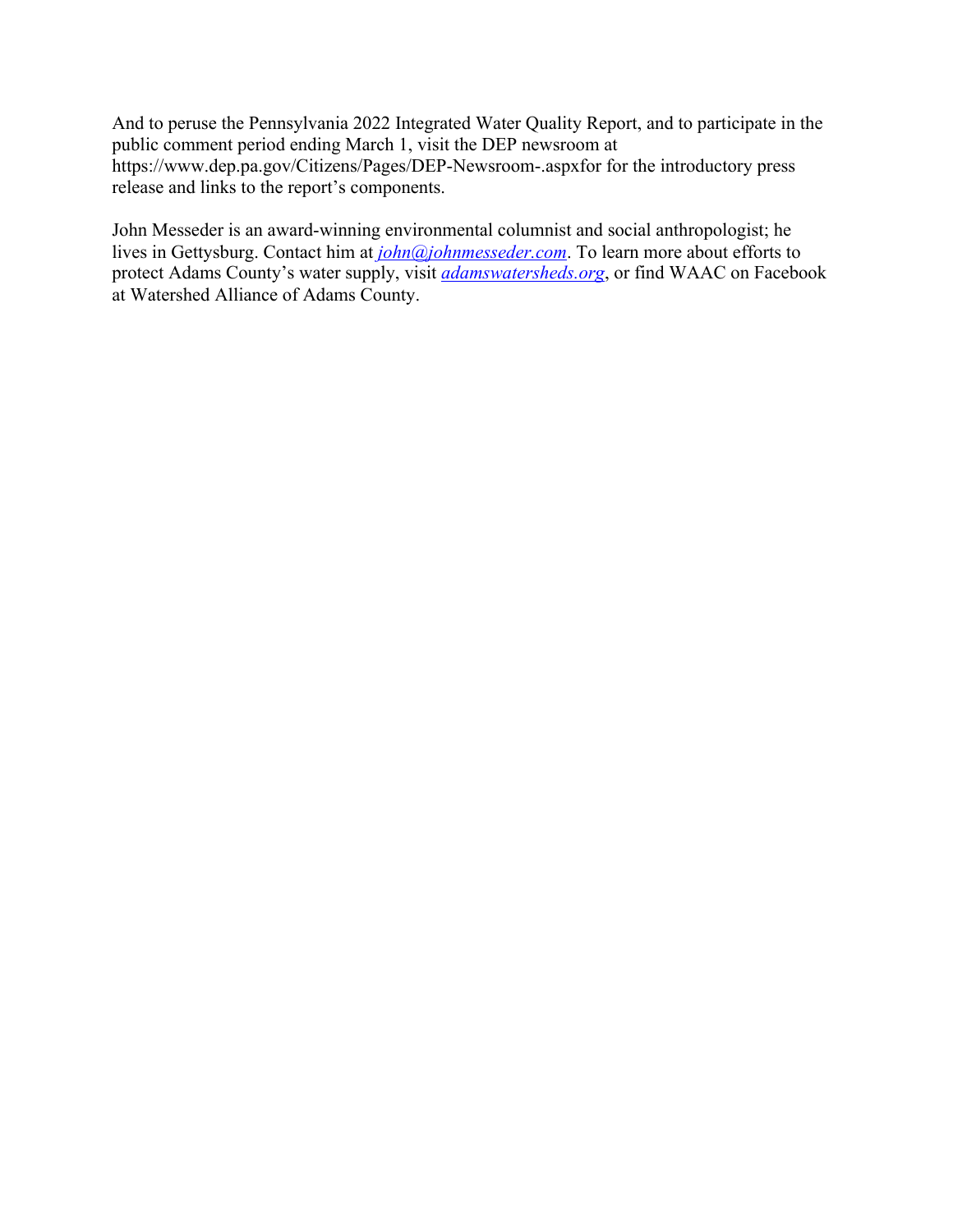And to peruse the Pennsylvania 2022 Integrated Water Quality Report, and to participate in the public comment period ending March 1, visit the DEP newsroom at https://www.dep.pa.gov/Citizens/Pages/DEP-Newsroom-.aspxfor for the introductory press release and links to the report's components.

John Messeder is an award-winning environmental columnist and social anthropologist; he lives in Gettysburg. Contact him at *john@johnmesseder.com*. To learn more about efforts to protect Adams County's water supply, visit *adamswatersheds.org*, or find WAAC on Facebook at Watershed Alliance of Adams County.